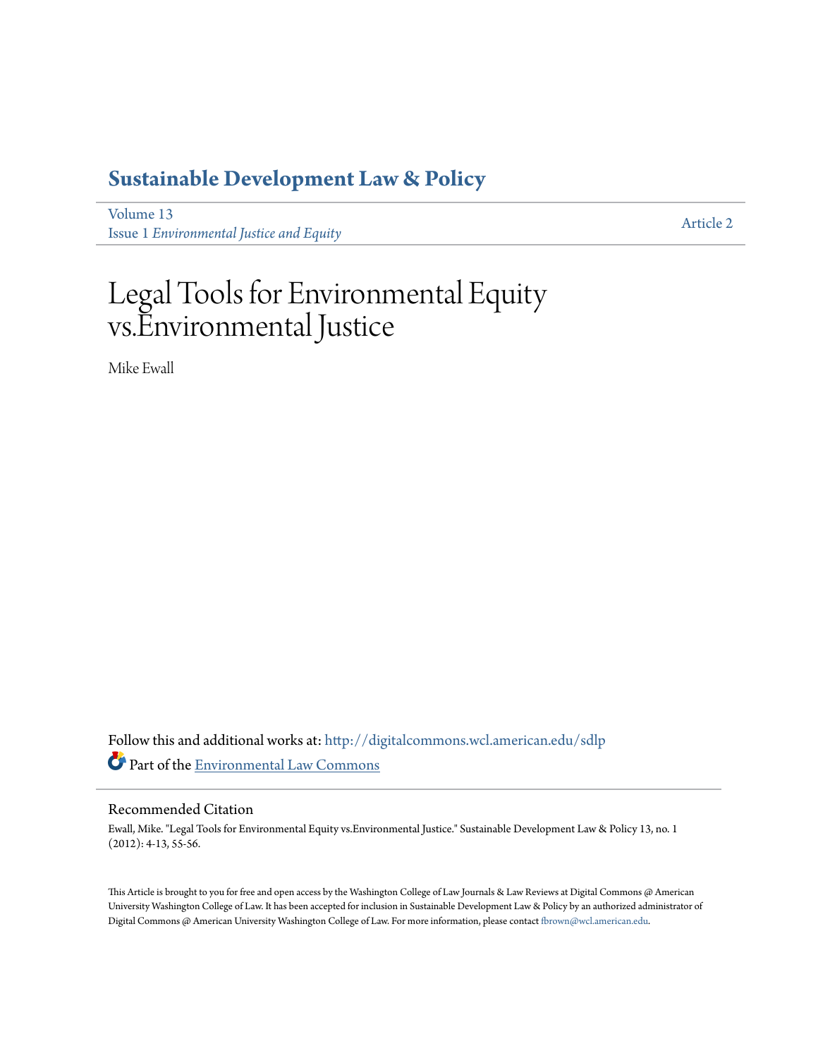# Sustainable Development Law & Policy

Volume 13
Issue 1 *Environmental Justice and Equity*

Article 2

# Legal Tools for Environmental Equity vs.Environmental Justice

Mike Ewall

Follow this and additional works at: http://digitalcommons.wcl.american.edu/sdlp

Part of the Environmental Law Commons

## Recommended Citation

Ewall, Mike. "Legal Tools for Environmental Equity vs.Environmental Justice." Sustainable Development Law & Policy 13, no. 1 (2012): 4-13, 55-56.

This Article is brought to you for free and open access by the Washington College of Law Journals & Law Reviews at Digital Commons @ American University Washington College of Law. It has been accepted for inclusion in Sustainable Development Law & Policy by an authorized administrator of Digital Commons @ American University Washington College of Law. For more information, please contact fbrown@wcl.american.edu.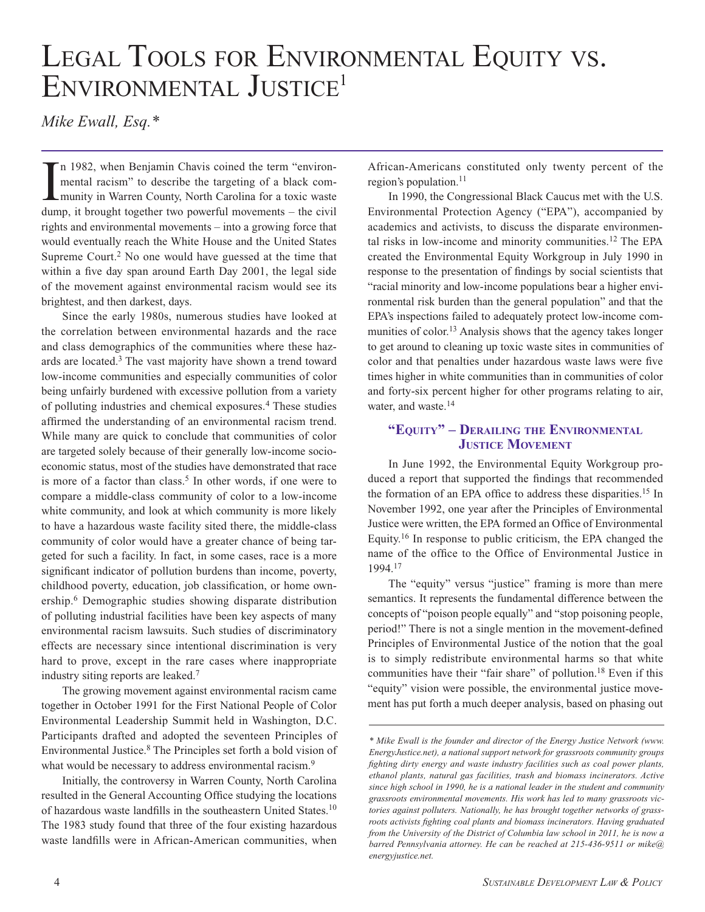# Legal Tools for Environmental Equity vs. Environmental Justice[1]

*Mike Ewall, Esq.\**

In 1982, when Benjamin Chavis coined the term "environmental racism" to describe the targeting of a black community in Warren County, North Carolina for a toxic waste dump, it brought together two powerful movements – the civil rights and environmental movements – into a growing force that would eventually reach the White House and the United States Supreme Court.[2] No one would have guessed at the time that within a five day span around Earth Day 2001, the legal side of the movement against environmental racism would see its brightest, and then darkest, days.

Since the early 1980s, numerous studies have looked at the correlation between environmental hazards and the race and class demographics of the communities where these hazards are located.[3] The vast majority have shown a trend toward low-income communities and especially communities of color being unfairly burdened with excessive pollution from a variety of polluting industries and chemical exposures.[4] These studies affirmed the understanding of an environmental racism trend. While many are quick to conclude that communities of color are targeted solely because of their generally low-income socioeconomic status, most of the studies have demonstrated that race is more of a factor than class.[5] In other words, if one were to compare a middle-class community of color to a low-income white community, and look at which community is more likely to have a hazardous waste facility sited there, the middle-class community of color would have a greater chance of being targeted for such a facility. In fact, in some cases, race is a more significant indicator of pollution burdens than income, poverty, childhood poverty, education, job classification, or home ownership.[6] Demographic studies showing disparate distribution of polluting industrial facilities have been key aspects of many environmental racism lawsuits. Such studies of discriminatory effects are necessary since intentional discrimination is very hard to prove, except in the rare cases where inappropriate industry siting reports are leaked.[7]

The growing movement against environmental racism came together in October 1991 for the First National People of Color Environmental Leadership Summit held in Washington, D.C. Participants drafted and adopted the seventeen Principles of Environmental Justice.[8] The Principles set forth a bold vision of what would be necessary to address environmental racism.[9]

Initially, the controversy in Warren County, North Carolina resulted in the General Accounting Office studying the locations of hazardous waste landfills in the southeastern United States.[10] The 1983 study found that three of the four existing hazardous waste landfills were in African-American communities, when African-Americans constituted only twenty percent of the region's population.[11]

In 1990, the Congressional Black Caucus met with the U.S. Environmental Protection Agency ("EPA"), accompanied by academics and activists, to discuss the disparate environmental risks in low-income and minority communities.[12] The EPA created the Environmental Equity Workgroup in July 1990 in response to the presentation of findings by social scientists that "racial minority and low-income populations bear a higher environmental risk burden than the general population" and that the EPA's inspections failed to adequately protect low-income communities of color.[13] Analysis shows that the agency takes longer to get around to cleaning up toxic waste sites in communities of color and that penalties under hazardous waste laws were five times higher in white communities than in communities of color and forty-six percent higher for other programs relating to air, water, and waste.[14]

## "Equity" – Derailing the Environmental Justice Movement

In June 1992, the Environmental Equity Workgroup produced a report that supported the findings that recommended the formation of an EPA office to address these disparities.[15] In November 1992, one year after the Principles of Environmental Justice were written, the EPA formed an Office of Environmental Equity.[16] In response to public criticism, the EPA changed the name of the office to the Office of Environmental Justice in 1994.[17]

The "equity" versus "justice" framing is more than mere semantics. It represents the fundamental difference between the concepts of "poison people equally" and "stop poisoning people, period!" There is not a single mention in the movement-defined Principles of Environmental Justice of the notion that the goal is to simply redistribute environmental harms so that white communities have their "fair share" of pollution.[18] Even if this "equity" vision were possible, the environmental justice movement has put forth a much deeper analysis, based on phasing out

*\* Mike Ewall is the founder and director of the Energy Justice Network (www.EnergyJustice.net), a national support network for grassroots community groups fighting dirty energy and waste industry facilities such as coal power plants, ethanol plants, natural gas facilities, trash and biomass incinerators. Active since high school in 1990, he is a national leader in the student and community grassroots environmental movements. His work has led to many grassroots victories against polluters. Nationally, he has brought together networks of grassroots activists fighting coal plants and biomass incinerators. Having graduated from the University of the District of Columbia law school in 2011, he is now a barred Pennsylvania attorney. He can be reached at 215-436-9511 or mike@energyjustice.net.*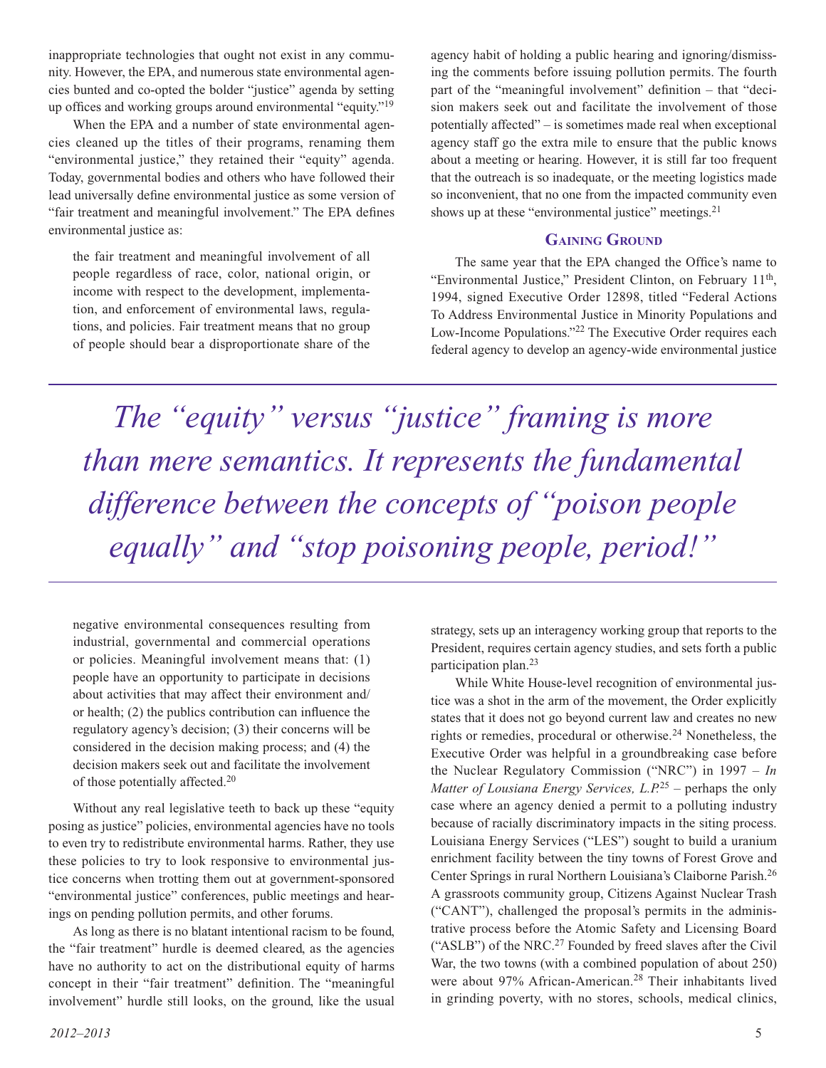inappropriate technologies that ought not exist in any community. However, the EPA, and numerous state environmental agencies bunted and co-opted the bolder "justice" agenda by setting up offices and working groups around environmental "equity."[19]

When the EPA and a number of state environmental agencies cleaned up the titles of their programs, renaming them "environmental justice," they retained their "equity" agenda. Today, governmental bodies and others who have followed their lead universally define environmental justice as some version of "fair treatment and meaningful involvement." The EPA defines environmental justice as:

> the fair treatment and meaningful involvement of all people regardless of race, color, national origin, or income with respect to the development, implementation, and enforcement of environmental laws, regulations, and policies. Fair treatment means that no group of people should bear a disproportionate share of the negative environmental consequences resulting from industrial, governmental and commercial operations or policies. Meaningful involvement means that: (1) people have an opportunity to participate in decisions about activities that may affect their environment and/or health; (2) the publics contribution can influence the regulatory agency's decision; (3) their concerns will be considered in the decision making process; and (4) the decision makers seek out and facilitate the involvement of those potentially affected.[20]

Without any real legislative teeth to back up these "equity posing as justice" policies, environmental agencies have no tools to even try to redistribute environmental harms. Rather, they use these policies to try to look responsive to environmental justice concerns when trotting them out at government-sponsored "environmental justice" conferences, public meetings and hearings on pending pollution permits, and other forums.

As long as there is no blatant intentional racism to be found, the "fair treatment" hurdle is deemed cleared, as the agencies have no authority to act on the distributional equity of harms concept in their "fair treatment" definition. The "meaningful involvement" hurdle still looks, on the ground, like the usual agency habit of holding a public hearing and ignoring/dismissing the comments before issuing pollution permits. The fourth part of the "meaningful involvement" definition – that "decision makers seek out and facilitate the involvement of those potentially affected" – is sometimes made real when exceptional agency staff go the extra mile to ensure that the public knows about a meeting or hearing. However, it is still far too frequent that the outreach is so inadequate, or the meeting logistics made so inconvenient, that no one from the impacted community even shows up at these "environmental justice" meetings.[21]

> *The "equity" versus "justice" framing is more than mere semantics. It represents the fundamental difference between the concepts of "poison people equally" and "stop poisoning people, period!"*

## Gaining Ground

The same year that the EPA changed the Office's name to "Environmental Justice," President Clinton, on February 11th, 1994, signed Executive Order 12898, titled "Federal Actions To Address Environmental Justice in Minority Populations and Low-Income Populations."[22] The Executive Order requires each federal agency to develop an agency-wide environmental justice strategy, sets up an interagency working group that reports to the President, requires certain agency studies, and sets forth a public participation plan.[23]

While White House-level recognition of environmental justice was a shot in the arm of the movement, the Order explicitly states that it does not go beyond current law and creates no new rights or remedies, procedural or otherwise.[24] Nonetheless, the Executive Order was helpful in a groundbreaking case before the Nuclear Regulatory Commission ("NRC") in 1997 – *In Matter of Lousiana Energy Services, L.P.*[25] – perhaps the only case where an agency denied a permit to a polluting industry because of racially discriminatory impacts in the siting process. Louisiana Energy Services ("LES") sought to build a uranium enrichment facility between the tiny towns of Forest Grove and Center Springs in rural Northern Louisiana's Claiborne Parish.[26] A grassroots community group, Citizens Against Nuclear Trash ("CANT"), challenged the proposal's permits in the administrative process before the Atomic Safety and Licensing Board ("ASLB") of the NRC.[27] Founded by freed slaves after the Civil War, the two towns (with a combined population of about 250) were about 97% African-American.[28] Their inhabitants lived in grinding poverty, with no stores, schools, medical clinics,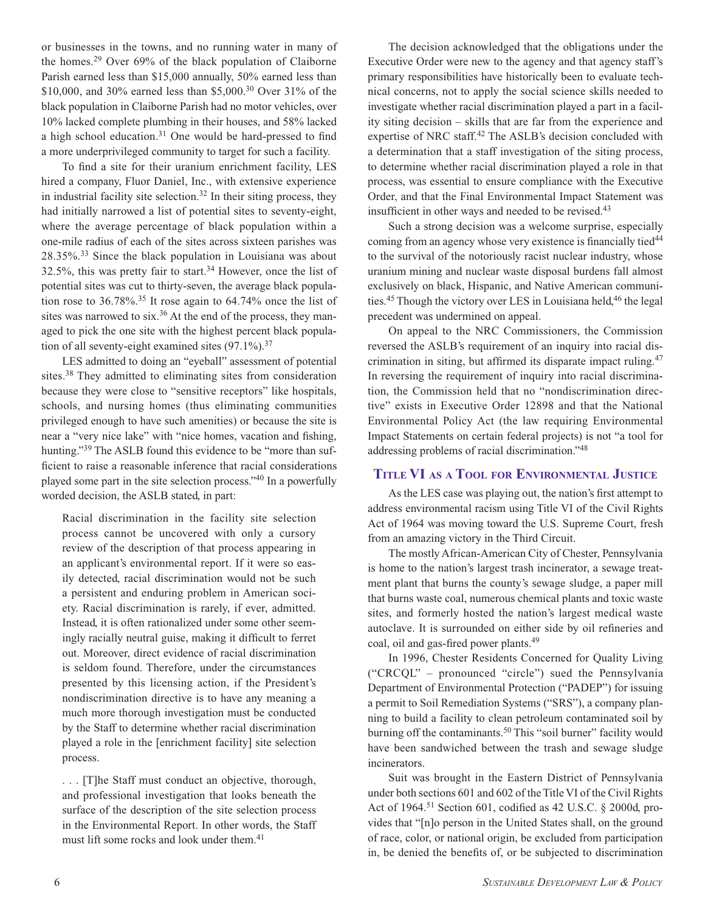or businesses in the towns, and no running water in many of the homes.[29] Over 69% of the black population of Claiborne Parish earned less than $15,000 annually, 50% earned less than $10,000, and 30% earned less than $5,000.[30] Over 31% of the black population in Claiborne Parish had no motor vehicles, over 10% lacked complete plumbing in their houses, and 58% lacked a high school education.[31] One would be hard-pressed to find a more underprivileged community to target for such a facility.

To find a site for their uranium enrichment facility, LES hired a company, Fluor Daniel, Inc., with extensive experience in industrial facility site selection.[32] In their siting process, they had initially narrowed a list of potential sites to seventy-eight, where the average percentage of black population within a one-mile radius of each of the sites across sixteen parishes was 28.35%.[33] Since the black population in Louisiana was about 32.5%, this was pretty fair to start.[34] However, once the list of potential sites was cut to thirty-seven, the average black population rose to 36.78%.[35] It rose again to 64.74% once the list of sites was narrowed to six.[36] At the end of the process, they managed to pick the one site with the highest percent black population of all seventy-eight examined sites (97.1%).[37]

LES admitted to doing an "eyeball" assessment of potential sites.[38] They admitted to eliminating sites from consideration because they were close to "sensitive receptors" like hospitals, schools, and nursing homes (thus eliminating communities privileged enough to have such amenities) or because the site is near a "very nice lake" with "nice homes, vacation and fishing, hunting."[39] The ASLB found this evidence to be "more than sufficient to raise a reasonable inference that racial considerations played some part in the site selection process."[40] In a powerfully worded decision, the ASLB stated, in part:

> Racial discrimination in the facility site selection process cannot be uncovered with only a cursory review of the description of that process appearing in an applicant's environmental report. If it were so easily detected, racial discrimination would not be such a persistent and enduring problem in American society. Racial discrimination is rarely, if ever, admitted. Instead, it is often rationalized under some other seemingly racially neutral guise, making it difficult to ferret out. Moreover, direct evidence of racial discrimination is seldom found. Therefore, under the circumstances presented by this licensing action, if the President's nondiscrimination directive is to have any meaning a much more thorough investigation must be conducted by the Staff to determine whether racial discrimination played a role in the [enrichment facility] site selection process.
>
> . . . [T]he Staff must conduct an objective, thorough, and professional investigation that looks beneath the surface of the description of the site selection process in the Environmental Report. In other words, the Staff must lift some rocks and look under them.[41]

The decision acknowledged that the obligations under the Executive Order were new to the agency and that agency staff's primary responsibilities have historically been to evaluate technical concerns, not to apply the social science skills needed to investigate whether racial discrimination played a part in a facility siting decision – skills that are far from the experience and expertise of NRC staff.[42] The ASLB's decision concluded with a determination that a staff investigation of the siting process, to determine whether racial discrimination played a role in that process, was essential to ensure compliance with the Executive Order, and that the Final Environmental Impact Statement was insufficient in other ways and needed to be revised.[43]

Such a strong decision was a welcome surprise, especially coming from an agency whose very existence is financially tied[44] to the survival of the notoriously racist nuclear industry, whose uranium mining and nuclear waste disposal burdens fall almost exclusively on black, Hispanic, and Native American communities.[45] Though the victory over LES in Louisiana held,[46] the legal precedent was undermined on appeal.

On appeal to the NRC Commissioners, the Commission reversed the ASLB's requirement of an inquiry into racial discrimination in siting, but affirmed its disparate impact ruling.[47] In reversing the requirement of inquiry into racial discrimination, the Commission held that no "nondiscrimination directive" exists in Executive Order 12898 and that the National Environmental Policy Act (the law requiring Environmental Impact Statements on certain federal projects) is not "a tool for addressing problems of racial discrimination."[48]

## Title VI as a Tool for Environmental Justice

As the LES case was playing out, the nation's first attempt to address environmental racism using Title VI of the Civil Rights Act of 1964 was moving toward the U.S. Supreme Court, fresh from an amazing victory in the Third Circuit.

The mostly African-American City of Chester, Pennsylvania is home to the nation's largest trash incinerator, a sewage treatment plant that burns the county's sewage sludge, a paper mill that burns waste coal, numerous chemical plants and toxic waste sites, and formerly hosted the nation's largest medical waste autoclave. It is surrounded on either side by oil refineries and coal, oil and gas-fired power plants.[49]

In 1996, Chester Residents Concerned for Quality Living ("CRCQL" – pronounced "circle") sued the Pennsylvania Department of Environmental Protection ("PADEP") for issuing a permit to Soil Remediation Systems ("SRS"), a company planning to build a facility to clean petroleum contaminated soil by burning off the contaminants.[50] This "soil burner" facility would have been sandwiched between the trash and sewage sludge incinerators.

Suit was brought in the Eastern District of Pennsylvania under both sections 601 and 602 of the Title VI of the Civil Rights Act of 1964.[51] Section 601, codified as 42 U.S.C. § 2000d, provides that "[n]o person in the United States shall, on the ground of race, color, or national origin, be excluded from participation in, be denied the benefits of, or be subjected to discrimination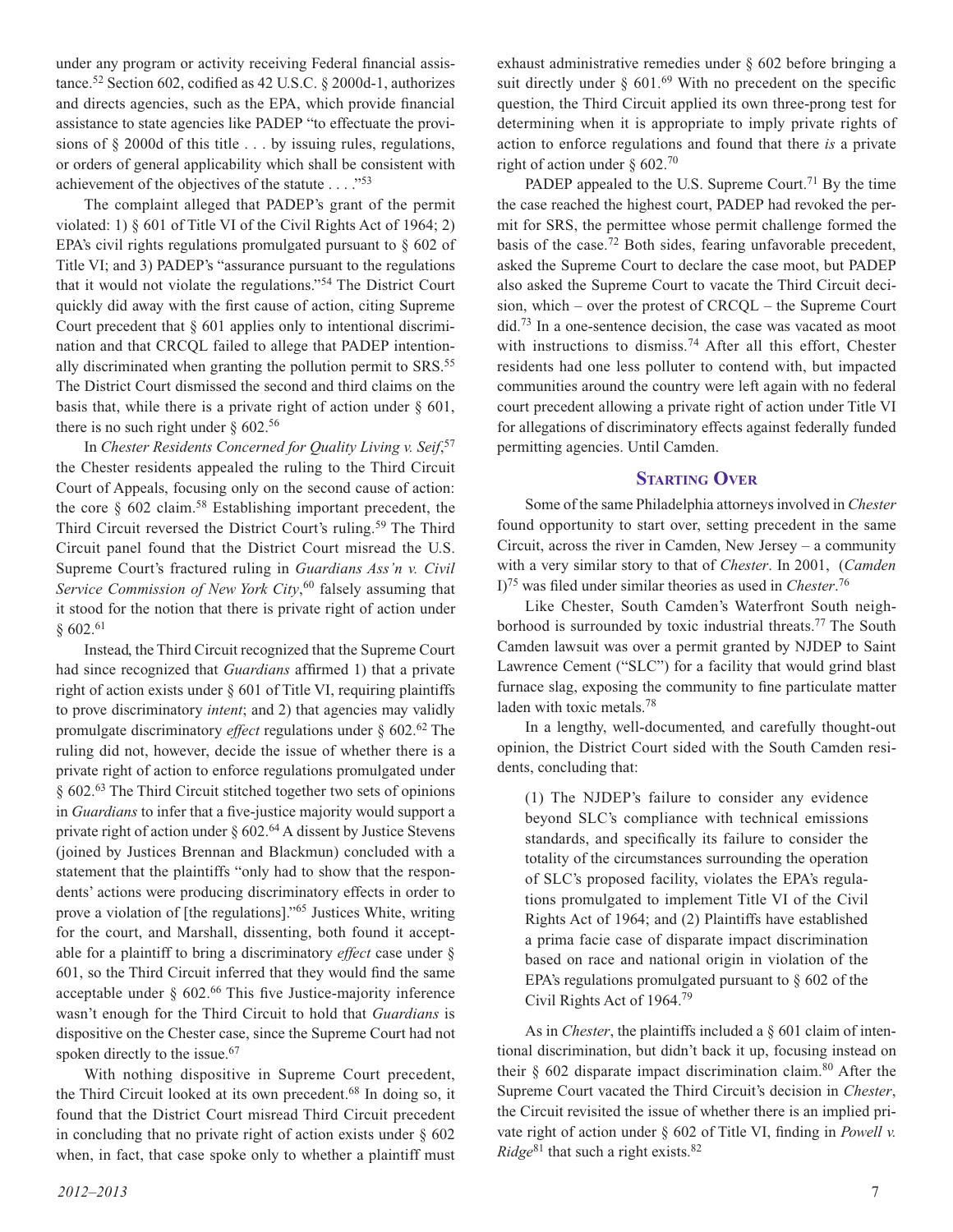under any program or activity receiving Federal financial assistance.[52] Section 602, codified as 42 U.S.C. § 2000d-1, authorizes and directs agencies, such as the EPA, which provide financial assistance to state agencies like PADEP "to effectuate the provisions of § 2000d of this title . . . by issuing rules, regulations, or orders of general applicability which shall be consistent with achievement of the objectives of the statute . . . ."[53]

The complaint alleged that PADEP's grant of the permit violated: 1) § 601 of Title VI of the Civil Rights Act of 1964; 2) EPA's civil rights regulations promulgated pursuant to § 602 of Title VI; and 3) PADEP's "assurance pursuant to the regulations that it would not violate the regulations."[54] The District Court quickly did away with the first cause of action, citing Supreme Court precedent that § 601 applies only to intentional discrimination and that CRCQL failed to allege that PADEP intentionally discriminated when granting the pollution permit to SRS.[55] The District Court dismissed the second and third claims on the basis that, while there is a private right of action under § 601, there is no such right under § 602.[56]

In *Chester Residents Concerned for Quality Living v. Seif*,[57] the Chester residents appealed the ruling to the Third Circuit Court of Appeals, focusing only on the second cause of action: the core § 602 claim.[58] Establishing important precedent, the Third Circuit reversed the District Court's ruling.[59] The Third Circuit panel found that the District Court misread the U.S. Supreme Court's fractured ruling in *Guardians Ass'n v. Civil Service Commission of New York City*,[60] falsely assuming that it stood for the notion that there is private right of action under § 602.[61]

Instead, the Third Circuit recognized that the Supreme Court had since recognized that *Guardians* affirmed 1) that a private right of action exists under § 601 of Title VI, requiring plaintiffs to prove discriminatory *intent*; and 2) that agencies may validly promulgate discriminatory *effect* regulations under § 602.[62] The ruling did not, however, decide the issue of whether there is a private right of action to enforce regulations promulgated under § 602.[63] The Third Circuit stitched together two sets of opinions in *Guardians* to infer that a five-justice majority would support a private right of action under § 602.[64] A dissent by Justice Stevens (joined by Justices Brennan and Blackmun) concluded with a statement that the plaintiffs "only had to show that the respondents' actions were producing discriminatory effects in order to prove a violation of [the regulations]."[65] Justices White, writing for the court, and Marshall, dissenting, both found it acceptable for a plaintiff to bring a discriminatory *effect* case under § 601, so the Third Circuit inferred that they would find the same acceptable under § 602.[66] This five Justice-majority inference wasn't enough for the Third Circuit to hold that *Guardians* is dispositive on the Chester case, since the Supreme Court had not spoken directly to the issue.[67]

With nothing dispositive in Supreme Court precedent, the Third Circuit looked at its own precedent.[68] In doing so, it found that the District Court misread Third Circuit precedent in concluding that no private right of action exists under § 602 when, in fact, that case spoke only to whether a plaintiff must exhaust administrative remedies under § 602 before bringing a suit directly under § 601.[69] With no precedent on the specific question, the Third Circuit applied its own three-prong test for determining when it is appropriate to imply private rights of action to enforce regulations and found that there *is* a private right of action under § 602.[70]

PADEP appealed to the U.S. Supreme Court.[71] By the time the case reached the highest court, PADEP had revoked the permit for SRS, the permittee whose permit challenge formed the basis of the case.[72] Both sides, fearing unfavorable precedent, asked the Supreme Court to declare the case moot, but PADEP also asked the Supreme Court to vacate the Third Circuit decision, which – over the protest of CRCQL – the Supreme Court did.[73] In a one-sentence decision, the case was vacated as moot with instructions to dismiss.[74] After all this effort, Chester residents had one less polluter to contend with, but impacted communities around the country were left again with no federal court precedent allowing a private right of action under Title VI for allegations of discriminatory effects against federally funded permitting agencies. Until Camden.

## Starting Over

Some of the same Philadelphia attorneys involved in *Chester* found opportunity to start over, setting precedent in the same Circuit, across the river in Camden, New Jersey – a community with a very similar story to that of *Chester*. In 2001, (*Camden I*)[75] was filed under similar theories as used in *Chester*.[76]

Like Chester, South Camden's Waterfront South neighborhood is surrounded by toxic industrial threats.[77] The South Camden lawsuit was over a permit granted by NJDEP to Saint Lawrence Cement ("SLC") for a facility that would grind blast furnace slag, exposing the community to fine particulate matter laden with toxic metals.[78]

In a lengthy, well-documented, and carefully thought-out opinion, the District Court sided with the South Camden residents, concluding that:

> (1) The NJDEP's failure to consider any evidence beyond SLC's compliance with technical emissions standards, and specifically its failure to consider the totality of the circumstances surrounding the operation of SLC's proposed facility, violates the EPA's regulations promulgated to implement Title VI of the Civil Rights Act of 1964; and (2) Plaintiffs have established a prima facie case of disparate impact discrimination based on race and national origin in violation of the EPA's regulations promulgated pursuant to § 602 of the Civil Rights Act of 1964.[79]

As in *Chester*, the plaintiffs included a § 601 claim of intentional discrimination, but didn't back it up, focusing instead on their § 602 disparate impact discrimination claim.[80] After the Supreme Court vacated the Third Circuit's decision in *Chester*, the Circuit revisited the issue of whether there is an implied private right of action under § 602 of Title VI, finding in *Powell v. Ridge*[81] that such a right exists.[82]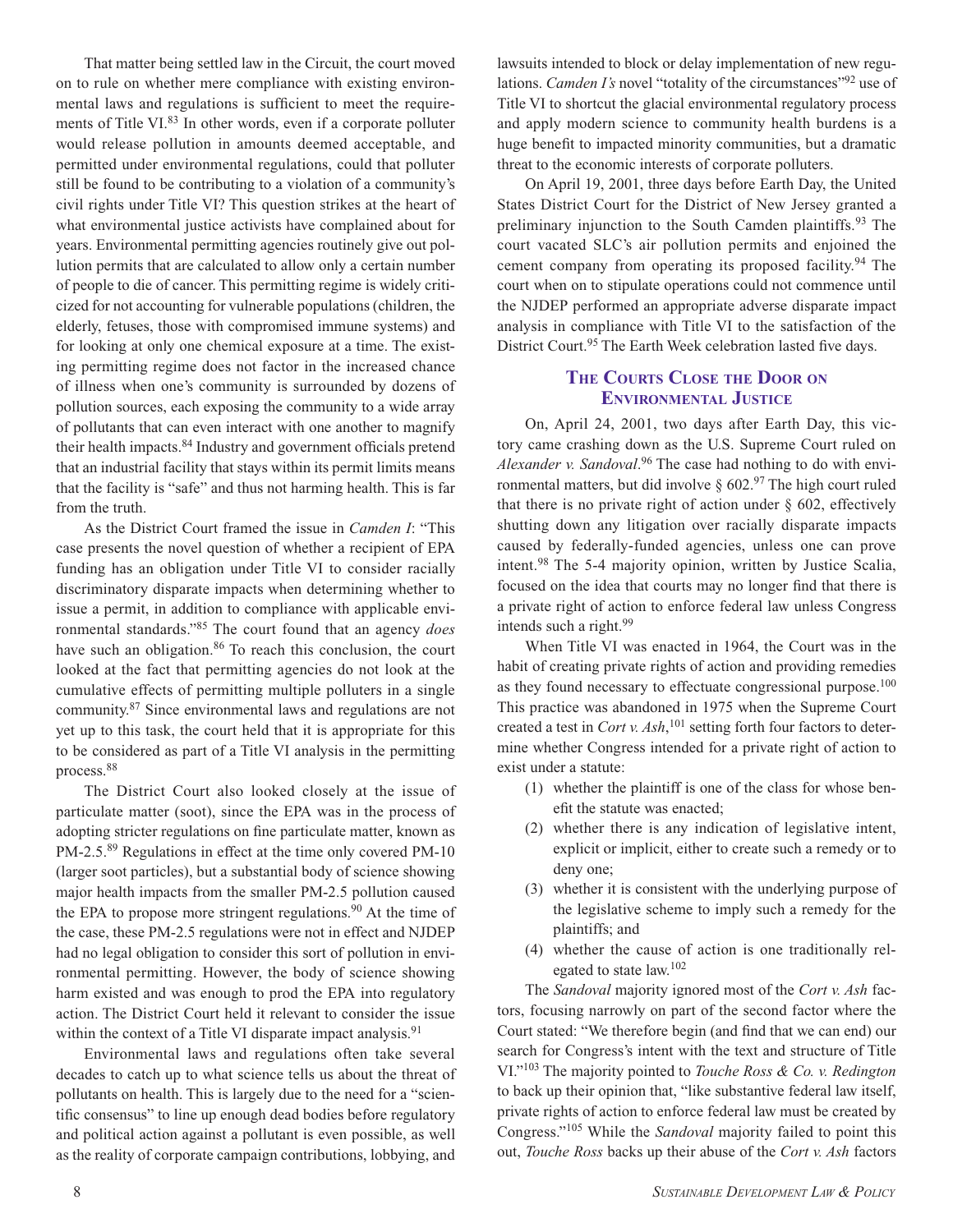That matter being settled law in the Circuit, the court moved on to rule on whether mere compliance with existing environmental laws and regulations is sufficient to meet the requirements of Title VI.[83] In other words, even if a corporate polluter would release pollution in amounts deemed acceptable, and permitted under environmental regulations, could that polluter still be found to be contributing to a violation of a community's civil rights under Title VI? This question strikes at the heart of what environmental justice activists have complained about for years. Environmental permitting agencies routinely give out pollution permits that are calculated to allow only a certain number of people to die of cancer. This permitting regime is widely criticized for not accounting for vulnerable populations (children, the elderly, fetuses, those with compromised immune systems) and for looking at only one chemical exposure at a time. The existing permitting regime does not factor in the increased chance of illness when one's community is surrounded by dozens of pollution sources, each exposing the community to a wide array of pollutants that can even interact with one another to magnify their health impacts.[84] Industry and government officials pretend that an industrial facility that stays within its permit limits means that the facility is "safe" and thus not harming health. This is far from the truth.

As the District Court framed the issue in *Camden I*: "This case presents the novel question of whether a recipient of EPA funding has an obligation under Title VI to consider racially discriminatory disparate impacts when determining whether to issue a permit, in addition to compliance with applicable environmental standards."[85] The court found that an agency *does* have such an obligation.[86] To reach this conclusion, the court looked at the fact that permitting agencies do not look at the cumulative effects of permitting multiple polluters in a single community.[87] Since environmental laws and regulations are not yet up to this task, the court held that it is appropriate for this to be considered as part of a Title VI analysis in the permitting process.[88]

The District Court also looked closely at the issue of particulate matter (soot), since the EPA was in the process of adopting stricter regulations on fine particulate matter, known as PM-2.5.[89] Regulations in effect at the time only covered PM-10 (larger soot particles), but a substantial body of science showing major health impacts from the smaller PM-2.5 pollution caused the EPA to propose more stringent regulations.[90] At the time of the case, these PM-2.5 regulations were not in effect and NJDEP had no legal obligation to consider this sort of pollution in environmental permitting. However, the body of science showing harm existed and was enough to prod the EPA into regulatory action. The District Court held it relevant to consider the issue within the context of a Title VI disparate impact analysis.[91]

Environmental laws and regulations often take several decades to catch up to what science tells us about the threat of pollutants on health. This is largely due to the need for a "scientific consensus" to line up enough dead bodies before regulatory and political action against a pollutant is even possible, as well as the reality of corporate campaign contributions, lobbying, and lawsuits intended to block or delay implementation of new regulations. *Camden I's* novel "totality of the circumstances"[92] use of Title VI to shortcut the glacial environmental regulatory process and apply modern science to community health burdens is a huge benefit to impacted minority communities, but a dramatic threat to the economic interests of corporate polluters.

On April 19, 2001, three days before Earth Day, the United States District Court for the District of New Jersey granted a preliminary injunction to the South Camden plaintiffs.[93] The court vacated SLC's air pollution permits and enjoined the cement company from operating its proposed facility.[94] The court when on to stipulate operations could not commence until the NJDEP performed an appropriate adverse disparate impact analysis in compliance with Title VI to the satisfaction of the District Court.[95] The Earth Week celebration lasted five days.

## The Courts Close the Door on Environmental Justice

On, April 24, 2001, two days after Earth Day, this victory came crashing down as the U.S. Supreme Court ruled on *Alexander v. Sandoval*.[96] The case had nothing to do with environmental matters, but did involve § 602.[97] The high court ruled that there is no private right of action under § 602, effectively shutting down any litigation over racially disparate impacts caused by federally-funded agencies, unless one can prove intent.[98] The 5-4 majority opinion, written by Justice Scalia, focused on the idea that courts may no longer find that there is a private right of action to enforce federal law unless Congress intends such a right.[99]

When Title VI was enacted in 1964, the Court was in the habit of creating private rights of action and providing remedies as they found necessary to effectuate congressional purpose.[100] This practice was abandoned in 1975 when the Supreme Court created a test in *Cort v. Ash*,[101] setting forth four factors to determine whether Congress intended for a private right of action to exist under a statute:

(1) whether the plaintiff is one of the class for whose benefit the statute was enacted;

(2) whether there is any indication of legislative intent, explicit or implicit, either to create such a remedy or to deny one;

(3) whether it is consistent with the underlying purpose of the legislative scheme to imply such a remedy for the plaintiffs; and

(4) whether the cause of action is one traditionally relegated to state law.[102]

The *Sandoval* majority ignored most of the *Cort v. Ash* factors, focusing narrowly on part of the second factor where the Court stated: "We therefore begin (and find that we can end) our search for Congress's intent with the text and structure of Title VI."[103] The majority pointed to *Touche Ross & Co. v. Redington* to back up their opinion that, "like substantive federal law itself, private rights of action to enforce federal law must be created by Congress."[105] While the *Sandoval* majority failed to point this out, *Touche Ross* backs up their abuse of the *Cort v. Ash* factors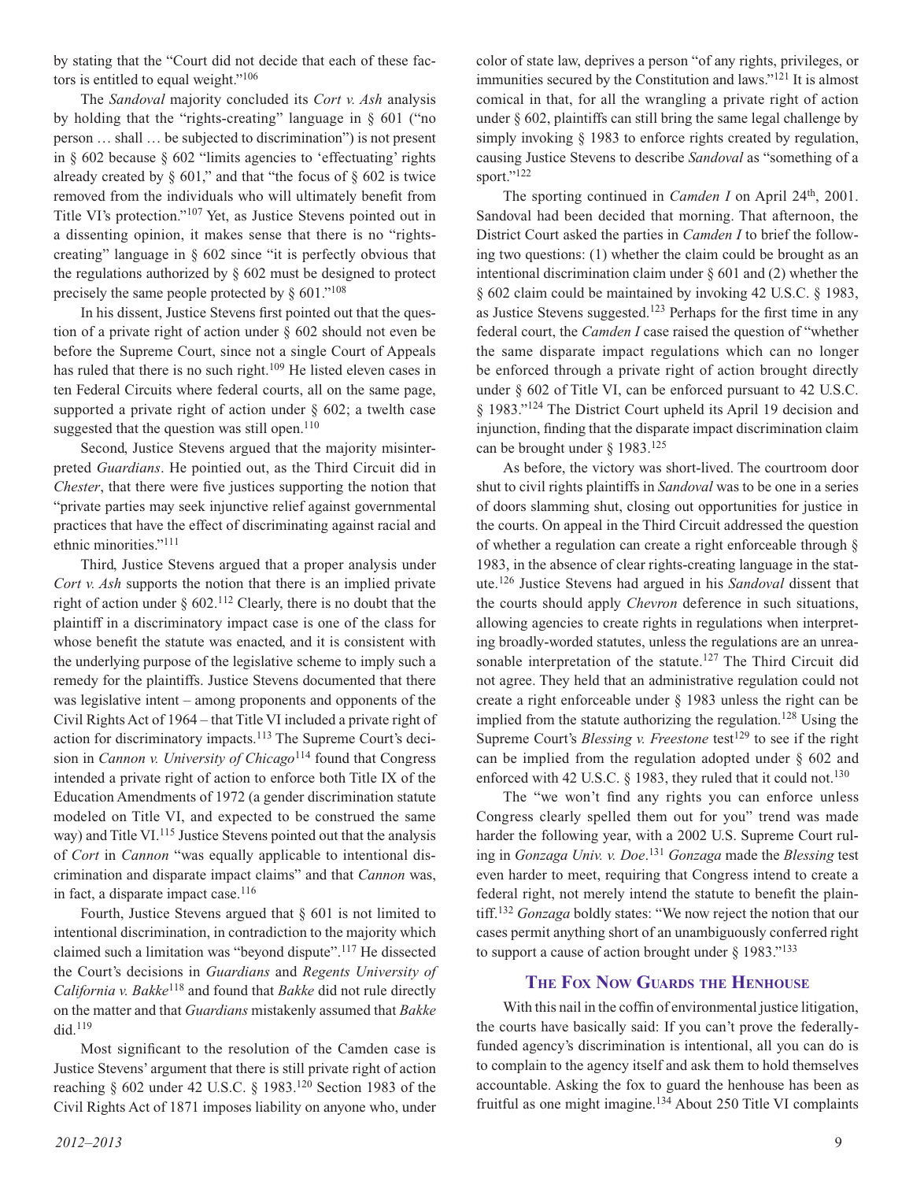by stating that the "Court did not decide that each of these factors is entitled to equal weight."[106]

The *Sandoval* majority concluded its *Cort v. Ash* analysis by holding that the "rights-creating" language in § 601 ("no person … shall … be subjected to discrimination") is not present in § 602 because § 602 "limits agencies to 'effectuating' rights already created by § 601," and that "the focus of § 602 is twice removed from the individuals who will ultimately benefit from Title VI's protection."[107] Yet, as Justice Stevens pointed out in a dissenting opinion, it makes sense that there is no "rights-creating" language in § 602 since "it is perfectly obvious that the regulations authorized by § 602 must be designed to protect precisely the same people protected by § 601."[108]

In his dissent, Justice Stevens first pointed out that the question of a private right of action under § 602 should not even be before the Supreme Court, since not a single Court of Appeals has ruled that there is no such right.[109] He listed eleven cases in ten Federal Circuits where federal courts, all on the same page, supported a private right of action under § 602; a twelfth case suggested that the question was still open.[110]

Second, Justice Stevens argued that the majority misinterpreted *Guardians*. He pointed out, as the Third Circuit did in *Chester*, that there were five justices supporting the notion that "private parties may seek injunctive relief against governmental practices that have the effect of discriminating against racial and ethnic minorities."[111]

Third, Justice Stevens argued that a proper analysis under *Cort v. Ash* supports the notion that there is an implied private right of action under § 602.[112] Clearly, there is no doubt that the plaintiff in a discriminatory impact case is one of the class for whose benefit the statute was enacted, and it is consistent with the underlying purpose of the legislative scheme to imply such a remedy for the plaintiffs. Justice Stevens documented that there was legislative intent – among proponents and opponents of the Civil Rights Act of 1964 – that Title VI included a private right of action for discriminatory impacts.[113] The Supreme Court's decision in *Cannon v. University of Chicago*[114] found that Congress intended a private right of action to enforce both Title IX of the Education Amendments of 1972 (a gender discrimination statute modeled on Title VI, and expected to be construed the same way) and Title VI.[115] Justice Stevens pointed out that the analysis of *Cort* in *Cannon* "was equally applicable to intentional discrimination and disparate impact claims" and that *Cannon* was, in fact, a disparate impact case.[116]

Fourth, Justice Stevens argued that § 601 is not limited to intentional discrimination, in contradiction to the majority which claimed such a limitation was "beyond dispute".[117] He dissected the Court's decisions in *Guardians* and *Regents University of California v. Bakke*[118] and found that *Bakke* did not rule directly on the matter and that *Guardians* mistakenly assumed that *Bakke* did.[119]

Most significant to the resolution of the Camden case is Justice Stevens' argument that there is still private right of action reaching § 602 under 42 U.S.C. § 1983.[120] Section 1983 of the Civil Rights Act of 1871 imposes liability on anyone who, under color of state law, deprives a person "of any rights, privileges, or immunities secured by the Constitution and laws."[121] It is almost comical in that, for all the wrangling a private right of action under § 602, plaintiffs can still bring the same legal challenge by simply invoking § 1983 to enforce rights created by regulation, causing Justice Stevens to describe *Sandoval* as "something of a sport."[122]

The sporting continued in *Camden I* on April 24th, 2001. Sandoval had been decided that morning. That afternoon, the District Court asked the parties in *Camden I* to brief the following two questions: (1) whether the claim could be brought as an intentional discrimination claim under § 601 and (2) whether the § 602 claim could be maintained by invoking 42 U.S.C. § 1983, as Justice Stevens suggested.[123] Perhaps for the first time in any federal court, the *Camden I* case raised the question of "whether the same disparate impact regulations which can no longer be enforced through a private right of action brought directly under § 602 of Title VI, can be enforced pursuant to 42 U.S.C. § 1983."[124] The District Court upheld its April 19 decision and injunction, finding that the disparate impact discrimination claim can be brought under § 1983.[125]

As before, the victory was short-lived. The courtroom door shut to civil rights plaintiffs in *Sandoval* was to be one in a series of doors slamming shut, closing out opportunities for justice in the courts. On appeal in the Third Circuit addressed the question of whether a regulation can create a right enforceable through § 1983, in the absence of clear rights-creating language in the statute.[126] Justice Stevens had argued in his *Sandoval* dissent that the courts should apply *Chevron* deference in such situations, allowing agencies to create rights in regulations when interpreting broadly-worded statutes, unless the regulations are an unreasonable interpretation of the statute.[127] The Third Circuit did not agree. They held that an administrative regulation could not create a right enforceable under § 1983 unless the right can be implied from the statute authorizing the regulation.[128] Using the Supreme Court's *Blessing v. Freestone* test[129] to see if the right can be implied from the regulation adopted under § 602 and enforced with 42 U.S.C. § 1983, they ruled that it could not.[130]

The "we won't find any rights you can enforce unless Congress clearly spelled them out for you" trend was made harder the following year, with a 2002 U.S. Supreme Court ruling in *Gonzaga Univ. v. Doe*.[131] *Gonzaga* made the *Blessing* test even harder to meet, requiring that Congress intend to create a federal right, not merely intend the statute to benefit the plaintiff.[132] *Gonzaga* boldly states: "We now reject the notion that our cases permit anything short of an unambiguously conferred right to support a cause of action brought under § 1983."[133]

## The Fox Now Guards the Henhouse

With this nail in the coffin of environmental justice litigation, the courts have basically said: If you can't prove the federally-funded agency's discrimination is intentional, all you can do is to complain to the agency itself and ask them to hold themselves accountable. Asking the fox to guard the henhouse has been as fruitful as one might imagine.[134] About 250 Title VI complaints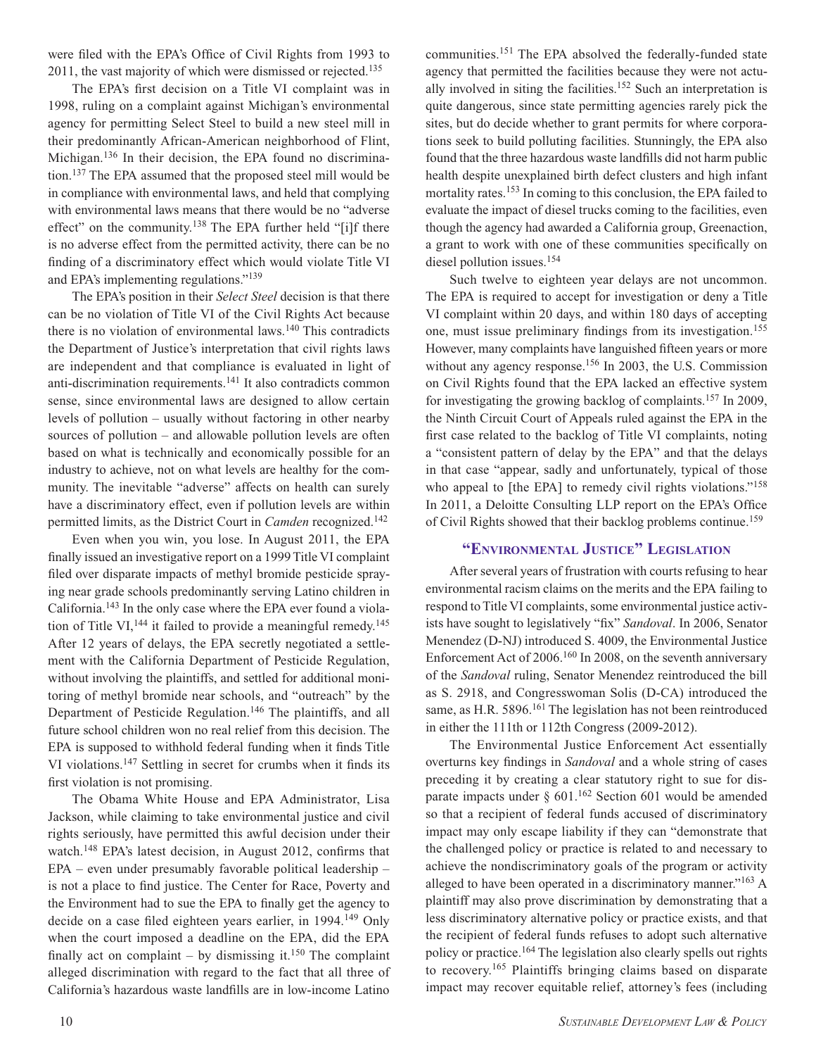were filed with the EPA's Office of Civil Rights from 1993 to 2011, the vast majority of which were dismissed or rejected.[135]

The EPA's first decision on a Title VI complaint was in 1998, ruling on a complaint against Michigan's environmental agency for permitting Select Steel to build a new steel mill in their predominantly African-American neighborhood of Flint, Michigan.[136] In their decision, the EPA found no discrimination.[137] The EPA assumed that the proposed steel mill would be in compliance with environmental laws, and held that complying with environmental laws means that there would be no "adverse effect" on the community.[138] The EPA further held "[i]f there is no adverse effect from the permitted activity, there can be no finding of a discriminatory effect which would violate Title VI and EPA's implementing regulations."[139]

The EPA's position in their *Select Steel* decision is that there can be no violation of Title VI of the Civil Rights Act because there is no violation of environmental laws.[140] This contradicts the Department of Justice's interpretation that civil rights laws are independent and that compliance is evaluated in light of anti-discrimination requirements.[141] It also contradicts common sense, since environmental laws are designed to allow certain levels of pollution – usually without factoring in other nearby sources of pollution – and allowable pollution levels are often based on what is technically and economically possible for an industry to achieve, not on what levels are healthy for the community. The inevitable "adverse" affects on health can surely have a discriminatory effect, even if pollution levels are within permitted limits, as the District Court in *Camden* recognized.[142]

Even when you win, you lose. In August 2011, the EPA finally issued an investigative report on a 1999 Title VI complaint filed over disparate impacts of methyl bromide pesticide spraying near grade schools predominantly serving Latino children in California.[143] In the only case where the EPA ever found a violation of Title VI,[144] it failed to provide a meaningful remedy.[145] After 12 years of delays, the EPA secretly negotiated a settlement with the California Department of Pesticide Regulation, without involving the plaintiffs, and settled for additional monitoring of methyl bromide near schools, and "outreach" by the Department of Pesticide Regulation.[146] The plaintiffs, and all future school children won no real relief from this decision. The EPA is supposed to withhold federal funding when it finds Title VI violations.[147] Settling in secret for crumbs when it finds its first violation is not promising.

The Obama White House and EPA Administrator, Lisa Jackson, while claiming to take environmental justice and civil rights seriously, have permitted this awful decision under their watch.[148] EPA's latest decision, in August 2012, confirms that EPA – even under presumably favorable political leadership – is not a place to find justice. The Center for Race, Poverty and the Environment had to sue the EPA to finally get the agency to decide on a case filed eighteen years earlier, in 1994.[149] Only when the court imposed a deadline on the EPA, did the EPA finally act on complaint – by dismissing it.[150] The complaint alleged discrimination with regard to the fact that all three of California's hazardous waste landfills are in low-income Latino communities.[151] The EPA absolved the federally-funded state agency that permitted the facilities because they were not actually involved in siting the facilities.[152] Such an interpretation is quite dangerous, since state permitting agencies rarely pick the sites, but do decide whether to grant permits for where corporations seek to build polluting facilities. Stunningly, the EPA also found that the three hazardous waste landfills did not harm public health despite unexplained birth defect clusters and high infant mortality rates.[153] In coming to this conclusion, the EPA failed to evaluate the impact of diesel trucks coming to the facilities, even though the agency had awarded a California group, Greenaction, a grant to work with one of these communities specifically on diesel pollution issues.[154]

Such twelve to eighteen year delays are not uncommon. The EPA is required to accept for investigation or deny a Title VI complaint within 20 days, and within 180 days of accepting one, must issue preliminary findings from its investigation.[155] However, many complaints have languished fifteen years or more without any agency response.[156] In 2003, the U.S. Commission on Civil Rights found that the EPA lacked an effective system for investigating the growing backlog of complaints.[157] In 2009, the Ninth Circuit Court of Appeals ruled against the EPA in the first case related to the backlog of Title VI complaints, noting a "consistent pattern of delay by the EPA" and that the delays in that case "appear, sadly and unfortunately, typical of those who appeal to [the EPA] to remedy civil rights violations."[158] In 2011, a Deloitte Consulting LLP report on the EPA's Office of Civil Rights showed that their backlog problems continue.[159]

## "Environmental Justice" Legislation

After several years of frustration with courts refusing to hear environmental racism claims on the merits and the EPA failing to respond to Title VI complaints, some environmental justice activists have sought to legislatively "fix" *Sandoval*. In 2006, Senator Menendez (D-NJ) introduced S. 4009, the Environmental Justice Enforcement Act of 2006.[160] In 2008, on the seventh anniversary of the *Sandoval* ruling, Senator Menendez reintroduced the bill as S. 2918, and Congresswoman Solis (D-CA) introduced the same, as H.R. 5896.[161] The legislation has not been reintroduced in either the 111th or 112th Congress (2009-2012).

The Environmental Justice Enforcement Act essentially overturns key findings in *Sandoval* and a whole string of cases preceding it by creating a clear statutory right to sue for disparate impacts under § 601.[162] Section 601 would be amended so that a recipient of federal funds accused of discriminatory impact may only escape liability if they can "demonstrate that the challenged policy or practice is related to and necessary to achieve the nondiscriminatory goals of the program or activity alleged to have been operated in a discriminatory manner."[163] A plaintiff may also prove discrimination by demonstrating that a less discriminatory alternative policy or practice exists, and that the recipient of federal funds refuses to adopt such alternative policy or practice.[164] The legislation also clearly spells out rights to recovery.[165] Plaintiffs bringing claims based on disparate impact may recover equitable relief, attorney's fees (including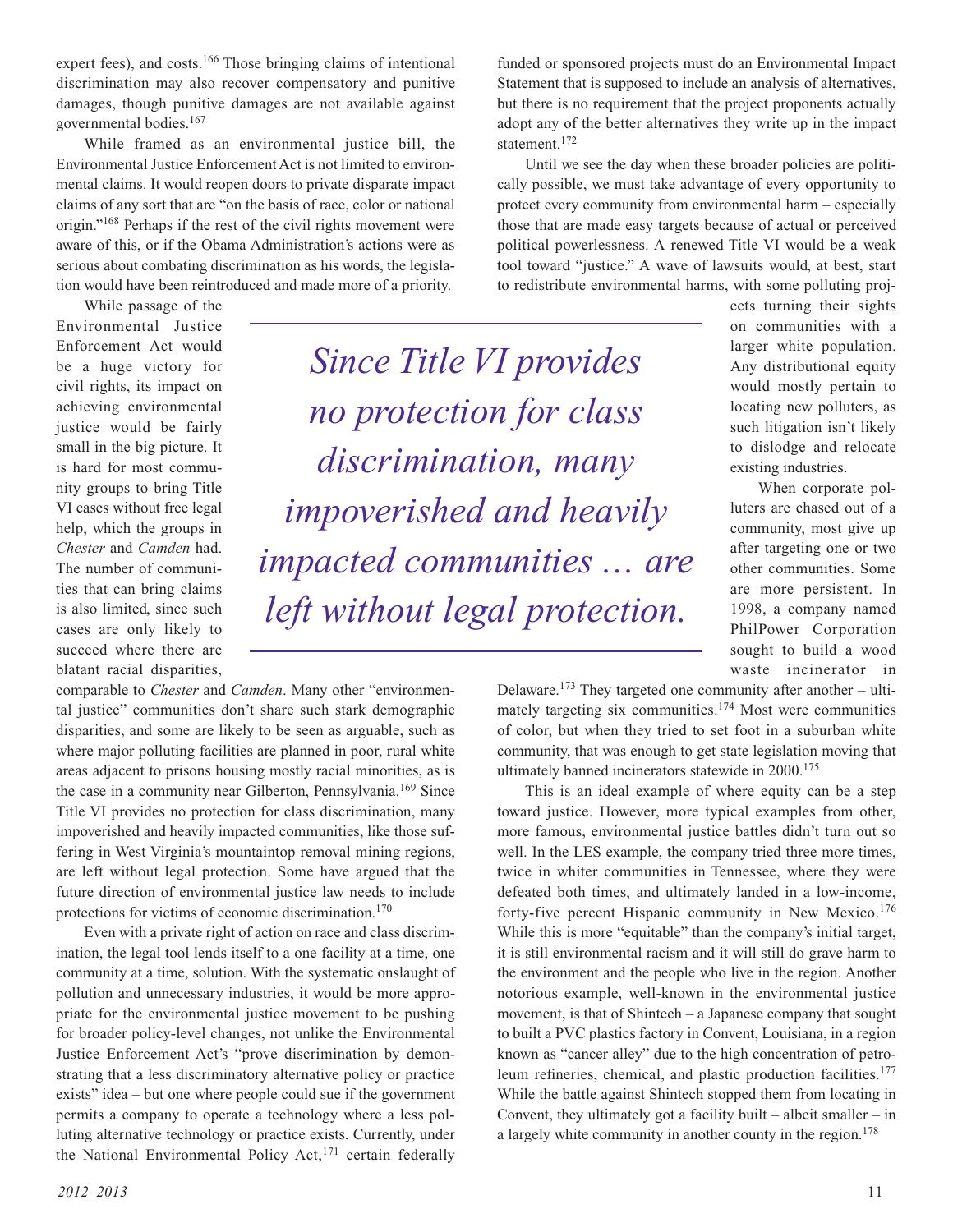expert fees), and costs.[166] Those bringing claims of intentional discrimination may also recover compensatory and punitive damages, though punitive damages are not available against governmental bodies.[167]

While framed as an environmental justice bill, the Environmental Justice Enforcement Act is not limited to environmental claims. It would reopen doors to private disparate impact claims of any sort that are "on the basis of race, color or national origin."[168] Perhaps if the rest of the civil rights movement were aware of this, or if the Obama Administration's actions were as serious about combating discrimination as his words, the legislation would have been reintroduced and made more of a priority.

While passage of the Environmental Justice Enforcement Act would be a huge victory for civil rights, its impact on achieving environmental justice would be fairly small in the big picture. It is hard for most community groups to bring Title VI cases without free legal help, which the groups in *Chester* and *Camden* had. The number of communities that can bring claims is also limited, since such cases are only likely to succeed where there are blatant racial disparities, comparable to *Chester* and *Camden*. Many other "environmental justice" communities don't share such stark demographic disparities, and some are likely to be seen as arguable, such as where major polluting facilities are planned in poor, rural white areas adjacent to prisons housing mostly racial minorities, as is the case in a community near Gilberton, Pennsylvania.[169] Since Title VI provides no protection for class discrimination, many impoverished and heavily impacted communities, like those suffering in West Virginia's mountaintop removal mining regions, are left without legal protection. Some have argued that the future direction of environmental justice law needs to include protections for victims of economic discrimination.[170]

*Since Title VI provides no protection for class discrimination, many impoverished and heavily impacted communities … are left without legal protection.*

Even with a private right of action on race and class discrimination, the legal tool lends itself to a one facility at a time, one community at a time, solution. With the systematic onslaught of pollution and unnecessary industries, it would be more appropriate for the environmental justice movement to be pushing for broader policy-level changes, not unlike the Environmental Justice Enforcement Act's "prove discrimination by demonstrating that a less discriminatory alternative policy or practice exists" idea – but one where people could sue if the government permits a company to operate a technology where a less polluting alternative technology or practice exists. Currently, under the National Environmental Policy Act,[171] certain federally funded or sponsored projects must do an Environmental Impact Statement that is supposed to include an analysis of alternatives, but there is no requirement that the project proponents actually adopt any of the better alternatives they write up in the impact statement.[172]

Until we see the day when these broader policies are politically possible, we must take advantage of every opportunity to protect every community from environmental harm – especially those that are made easy targets because of actual or perceived political powerlessness. A renewed Title VI would be a weak tool toward "justice." A wave of lawsuits would, at best, start to redistribute environmental harms, with some polluting projects turning their sights on communities with a larger white population. Any distributional equity would mostly pertain to locating new polluters, as such litigation isn't likely to dislodge and relocate existing industries.

When corporate polluters are chased out of a community, most give up after targeting one or two other communities. Some are more persistent. In 1998, a company named PhilPower Corporation sought to build a wood waste incinerator in Delaware.[173] They targeted one community after another – ultimately targeting six communities.[174] Most were communities of color, but when they tried to set foot in a suburban white community, that was enough to get state legislation moving that ultimately banned incinerators statewide in 2000.[175]

This is an ideal example of where equity can be a step toward justice. However, more typical examples from other, more famous, environmental justice battles didn't turn out so well. In the LES example, the company tried three more times, twice in whiter communities in Tennessee, where they were defeated both times, and ultimately landed in a low-income, forty-five percent Hispanic community in New Mexico.[176] While this is more "equitable" than the company's initial target, it is still environmental racism and it will still do grave harm to the environment and the people who live in the region. Another notorious example, well-known in the environmental justice movement, is that of Shintech – a Japanese company that sought to built a PVC plastics factory in Convent, Louisiana, in a region known as "cancer alley" due to the high concentration of petroleum refineries, chemical, and plastic production facilities.[177] While the battle against Shintech stopped them from locating in Convent, they ultimately got a facility built – albeit smaller – in a largely white community in another county in the region.[178]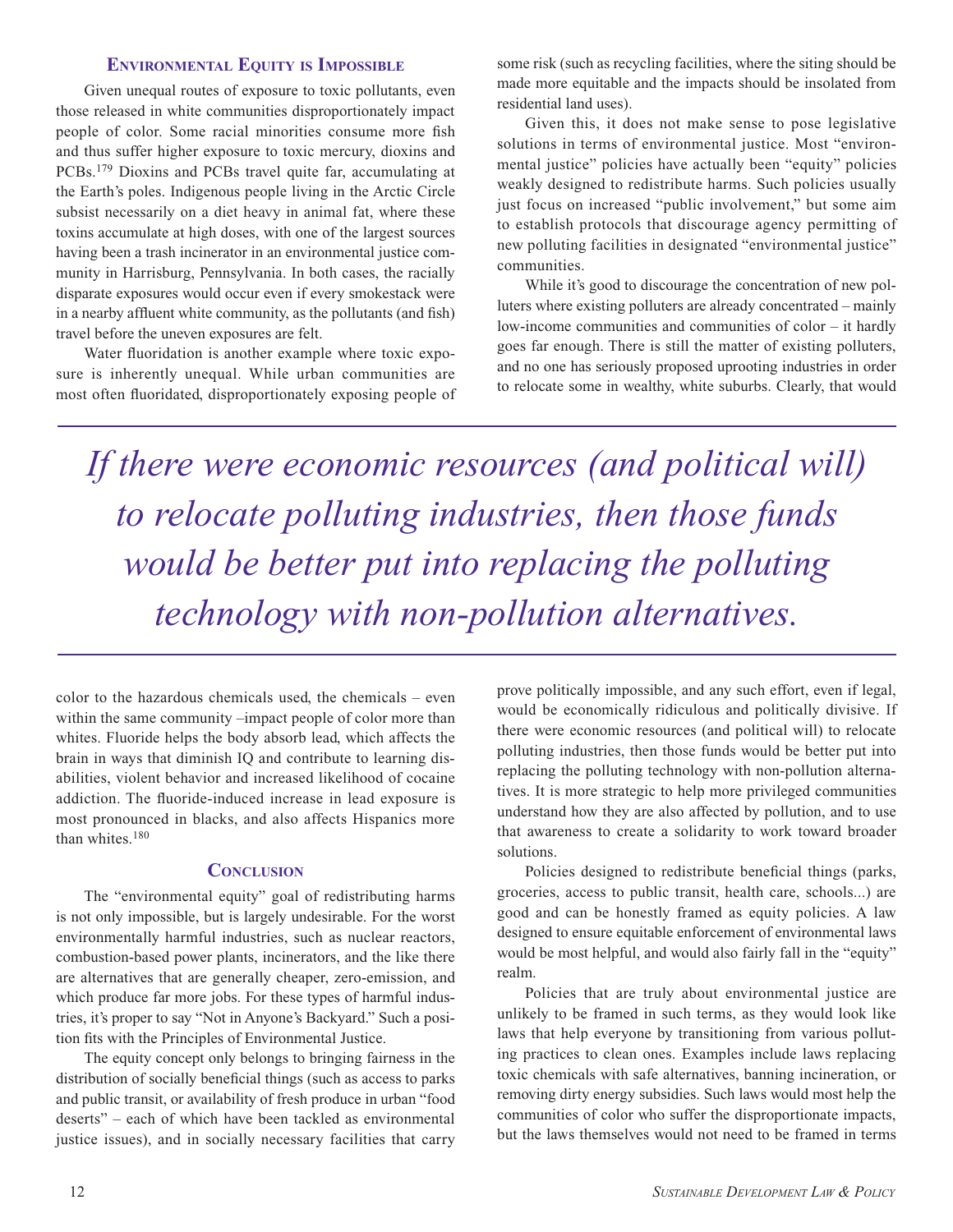## Environmental Equity is Impossible

Given unequal routes of exposure to toxic pollutants, even those released in white communities disproportionately impact people of color. Some racial minorities consume more fish and thus suffer higher exposure to toxic mercury, dioxins and PCBs.[179] Dioxins and PCBs travel quite far, accumulating at the Earth's poles. Indigenous people living in the Arctic Circle subsist necessarily on a diet heavy in animal fat, where these toxins accumulate at high doses, with one of the largest sources having been a trash incinerator in an environmental justice community in Harrisburg, Pennsylvania. In both cases, the racially disparate exposures would occur even if every smokestack were in a nearby affluent white community, as the pollutants (and fish) travel before the uneven exposures are felt.

Water fluoridation is another example where toxic exposure is inherently unequal. While urban communities are most often fluoridated, disproportionately exposing people of color to the hazardous chemicals used, the chemicals – even within the same community –impact people of color more than whites. Fluoride helps the body absorb lead, which affects the brain in ways that diminish IQ and contribute to learning disabilities, violent behavior and increased likelihood of cocaine addiction. The fluoride-induced increase in lead exposure is most pronounced in blacks, and also affects Hispanics more than whites.[180]

## Conclusion

The "environmental equity" goal of redistributing harms is not only impossible, but is largely undesirable. For the worst environmentally harmful industries, such as nuclear reactors, combustion-based power plants, incinerators, and the like there are alternatives that are generally cheaper, zero-emission, and which produce far more jobs. For these types of harmful industries, it's proper to say "Not in Anyone's Backyard." Such a position fits with the Principles of Environmental Justice.

The equity concept only belongs to bringing fairness in the distribution of socially beneficial things (such as access to parks and public transit, or availability of fresh produce in urban "food deserts" – each of which have been tackled as environmental justice issues), and in socially necessary facilities that carry some risk (such as recycling facilities, where the siting should be made more equitable and the impacts should be insolated from residential land uses).

Given this, it does not make sense to pose legislative solutions in terms of environmental justice. Most "environmental justice" policies have actually been "equity" policies weakly designed to redistribute harms. Such policies usually just focus on increased "public involvement," but some aim to establish protocols that discourage agency permitting of new polluting facilities in designated "environmental justice" communities.

While it's good to discourage the concentration of new polluters where existing polluters are already concentrated – mainly low-income communities and communities of color – it hardly goes far enough. There is still the matter of existing polluters, and no one has seriously proposed uprooting industries in order to relocate some in wealthy, white suburbs. Clearly, that would prove politically impossible, and any such effort, even if legal, would be economically ridiculous and politically divisive. If there were economic resources (and political will) to relocate polluting industries, then those funds would be better put into replacing the polluting technology with non-pollution alternatives. It is more strategic to help more privileged communities understand how they are also affected by pollution, and to use that awareness to create a solidarity to work toward broader solutions.

> *If there were economic resources (and political will) to relocate polluting industries, then those funds would be better put into replacing the polluting technology with non-pollution alternatives.*

Policies designed to redistribute beneficial things (parks, groceries, access to public transit, health care, schools...) are good and can be honestly framed as equity policies. A law designed to ensure equitable enforcement of environmental laws would be most helpful, and would also fairly fall in the "equity" realm.

Policies that are truly about environmental justice are unlikely to be framed in such terms, as they would look like laws that help everyone by transitioning from various polluting practices to clean ones. Examples include laws replacing toxic chemicals with safe alternatives, banning incineration, or removing dirty energy subsidies. Such laws would most help the communities of color who suffer the disproportionate impacts, but the laws themselves would not need to be framed in terms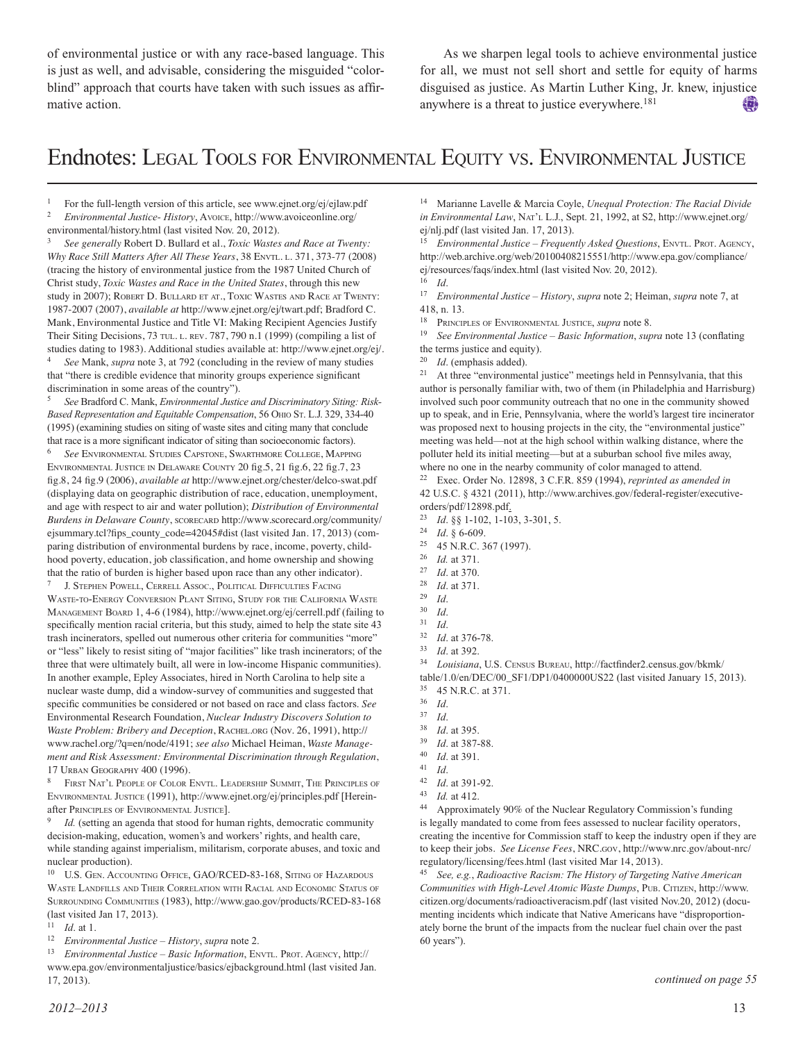of environmental justice or with any race-based language. This is just as well, and advisable, considering the misguided "color-blind" approach that courts have taken with such issues as affirmative action.

As we sharpen legal tools to achieve environmental justice for all, we must not sell short and settle for equity of harms disguised as justice. As Martin Luther King, Jr. knew, injustice anywhere is a threat to justice everywhere.[181]

# Endnotes: Legal Tools for Environmental Equity vs. Environmental Justice

[1] For the full-length version of this article, see www.ejnet.org/ej/ejlaw.pdf

[2] *Environmental Justice- History*, Avoice, http://www.avoiceonline.org/environmental/history.html (last visited Nov. 20, 2012).

[3] *See generally* Robert D. Bullard et al., *Toxic Wastes and Race at Twenty: Why Race Still Matters After All These Years*, 38 Envtl. L. 371, 373-77 (2008) (tracing the history of environmental justice from the 1987 United Church of Christ study, *Toxic Wastes and Race in the United States*, through this new study in 2007); Robert D. Bullard et at., Toxic Wastes and Race at Twenty: 1987-2007 (2007), *available at* http://www.ejnet.org/ej/twart.pdf; Bradford C. Mank, Environmental Justice and Title VI: Making Recipient Agencies Justify Their Siting Decisions, 73 Tul. L. Rev. 787, 790 n.1 (1999) (compiling a list of studies dating to 1983). Additional studies available at: http://www.ejnet.org/ej/.

[4] *See* Mank, *supra* note 3, at 792 (concluding in the review of many studies that "there is credible evidence that minority groups experience significant discrimination in some areas of the country").

[5] *See* Bradford C. Mank, *Environmental Justice and Discriminatory Siting: Risk-Based Representation and Equitable Compensation*, 56 Ohio St. L.J. 329, 334-40 (1995) (examining studies on siting of waste sites and citing many that conclude that race is a more significant indicator of siting than socioeconomic factors).

[6] *See* Environmental Studies Capstone, Swarthmore College, Mapping Environmental Justice in Delaware County 20 fig.5, 21 fig.6, 22 fig.7, 23 fig.8, 24 fig.9 (2006), *available at* http://www.ejnet.org/chester/delco-swat.pdf (displaying data on geographic distribution of race, education, unemployment, and age with respect to air and water pollution); *Distribution of Environmental Burdens in Delaware County*, scorecard http://www.scorecard.org/community/ejsummary.tcl?fips_county_code=42045#dist (last visited Jan. 17, 2013) (comparing distribution of environmental burdens by race, income, poverty, childhood poverty, education, job classification, and home ownership and showing that the ratio of burden is higher based upon race than any other indicator).

[7] J. Stephen Powell, Cerrell Assoc., Political Difficulties Facing Waste-to-Energy Conversion Plant Siting, Study for the California Waste Management Board 1, 4-6 (1984), http://www.ejnet.org/ej/cerrell.pdf (failing to specifically mention racial criteria, but this study, aimed to help the state site 43 trash incinerators, spelled out numerous other criteria for communities "more" or "less" likely to resist siting of "major facilities" like trash incinerators; of the three that were ultimately built, all were in low-income Hispanic communities). In another example, Epley Associates, hired in North Carolina to help site a nuclear waste dump, did a window-survey of communities and suggested that specific communities be considered or not based on race and class factors. *See* Environmental Research Foundation, *Nuclear Industry Discovers Solution to Waste Problem: Bribery and Deception*, Rachel.org (Nov. 26, 1991), http://www.rachel.org/?q=en/node/4191; *see also* Michael Heiman, *Waste Management and Risk Assessment: Environmental Discrimination through Regulation*, 17 Urban Geography 400 (1996).

[8] First Nat'l People of Color Envtl. Leadership Summit, The Principles of Environmental Justice (1991), http://www.ejnet.org/ej/principles.pdf [Hereinafter Principles of Environmental Justice].

[9] *Id.* (setting an agenda that stood for human rights, democratic community decision-making, education, women's and workers' rights, and health care, while standing against imperialism, militarism, corporate abuses, and toxic and nuclear production).

[10] U.S. Gen. Accounting Office, GAO/RCED-83-168, Siting of Hazardous Waste Landfills and Their Correlation with Racial and Economic Status of Surrounding Communities (1983), http://www.gao.gov/products/RCED-83-168 (last visited Jan 17, 2013).

[11] *Id*. at 1.

[12] *Environmental Justice – History*, *supra* note 2.

[13] *Environmental Justice – Basic Information*, Envtl. Prot. Agency, http://www.epa.gov/environmentaljustice/basics/ejbackground.html (last visited Jan. 17, 2013).

[14] Marianne Lavelle & Marcia Coyle, *Unequal Protection: The Racial Divide in Environmental Law*, Nat'l L.J., Sept. 21, 1992, at S2, http://www.ejnet.org/ej/nlj.pdf (last visited Jan. 17, 2013).

[15] *Environmental Justice – Frequently Asked Questions*, Envtl. Prot. Agency, http://web.archive.org/web/20100408215551/http://www.epa.gov/compliance/ej/resources/faqs/index.html (last visited Nov. 20, 2012).

[16] *Id*.

[17] *Environmental Justice – History*, *supra* note 2; Heiman, *supra* note 7, at 418, n. 13.

[18] Principles of Environmental Justice, *supra* note 8.

[19] *See Environmental Justice – Basic Information*, *supra* note 13 (conflating the terms justice and equity).

[20] *Id*. (emphasis added).

[21] At three "environmental justice" meetings held in Pennsylvania, that this author is personally familiar with, two of them (in Philadelphia and Harrisburg) involved such poor community outreach that no one in the community showed up to speak, and in Erie, Pennsylvania, where the world's largest tire incinerator was proposed next to housing projects in the city, the "environmental justice" meeting was held—not at the high school within walking distance, where the polluter held its initial meeting—but at a suburban school five miles away, where no one in the nearby community of color managed to attend.

[22] Exec. Order No. 12898, 3 C.F.R. 859 (1994), *reprinted as amended in* 42 U.S.C. § 4321 (2011), http://www.archives.gov/federal-register/executive-orders/pdf/12898.pdf.

[23] *Id*. §§ 1-102, 1-103, 3-301, 5.

[24] *Id*. § 6-609.

[25] 45 N.R.C. 367 (1997).

[26] *Id.* at 371.

[27] *Id*. at 370.

[28] *Id*. at 371.

[29] *Id*.

[30] *Id*.

[31] *Id*.

[32] *Id*. at 376-78.

[33] *Id*. at 392.

[34] *Louisiana*, U.S. Census Bureau, http://factfinder2.census.gov/bkmk/table/1.0/en/DEC/00_SF1/DP1/0400000US22 (last visited January 15, 2013).

[35] 45 N.R.C. at 371.

[36] *Id*.

[37] *Id*.

[38] *Id*. at 395.

[39] *Id*. at 387-88.

[40] *Id*. at 391.

[41] *Id*.

[42] *Id*. at 391-92.

[43] *Id.* at 412.

[44] Approximately 90% of the Nuclear Regulatory Commission's funding is legally mandated to come from fees assessed to nuclear facility operators, creating the incentive for Commission staff to keep the industry open if they are to keep their jobs. *See License Fees*, NRC.gov, http://www.nrc.gov/about-nrc/regulatory/licensing/fees.html (last visited Mar 14, 2013).

[45] *See, e.g.*, *Radioactive Racism: The History of Targeting Native American Communities with High-Level Atomic Waste Dumps*, Pub. Citizen, http://www.citizen.org/documents/radioactiveracism.pdf (last visited Nov.20, 2012) (documenting incidents which indicate that Native Americans have "disproportionately borne the brunt of the impacts from the nuclear fuel chain over the past 60 years").

*continued on page 55*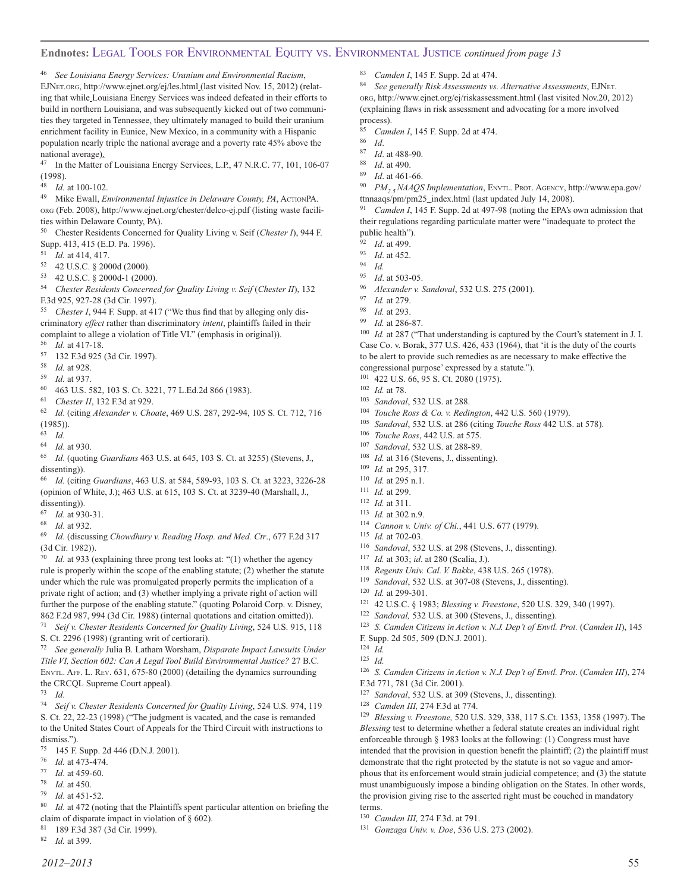## Endnotes: Legal Tools for Environmental Equity vs. Environmental Justice *continued from page 13*

[46] *See Louisiana Energy Services: Uranium and Environmental Racism*, EJNet.org, http://www.ejnet.org/ej/les.html (last visited Nov. 15, 2012) (relating that while Louisiana Energy Services was indeed defeated in their efforts to build in northern Louisiana, and was subsequently kicked out of two communities they targeted in Tennessee, they ultimately managed to build their uranium enrichment facility in Eunice, New Mexico, in a community with a Hispanic population nearly triple the national average and a poverty rate 45% above the national average).

[47] In the Matter of Louisiana Energy Services, L.P., 47 N.R.C. 77, 101, 106-07 (1998).

[48] *Id.* at 100-102.

[49] Mike Ewall, *Environmental Injustice in Delaware County, PA*, ActionPA.org (Feb. 2008), http://www.ejnet.org/chester/delco-ej.pdf (listing waste facilities within Delaware County, PA).

[50] Chester Residents Concerned for Quality Living v. Seif (*Chester I*), 944 F. Supp. 413, 415 (E.D. Pa. 1996).

[51] *Id.* at 414, 417.

[52] 42 U.S.C. § 2000d (2000).

[53] 42 U.S.C. § 2000d-1 (2000).

[54] *Chester Residents Concerned for Quality Living v. Seif* (*Chester II*), 132 F.3d 925, 927-28 (3d Cir. 1997).

[55] *Chester I*, 944 F. Supp. at 417 ("We thus find that by alleging only discriminatory *effect* rather than discriminatory *intent*, plaintiffs failed in their complaint to allege a violation of Title VI." (emphasis in original)).

[56] *Id*. at 417-18.

[57] 132 F.3d 925 (3d Cir. 1997).

[58] *Id.* at 928.

[59] *Id.* at 937.

[60] 463 U.S. 582, 103 S. Ct. 3221, 77 L.Ed.2d 866 (1983).

[61] *Chester II*, 132 F.3d at 929.

[62] *Id*. (citing *Alexander v. Choate*, 469 U.S. 287, 292-94, 105 S. Ct. 712, 716 (1985)).

[63] *Id*.

[64] *Id*. at 930.

[65] *Id*. (quoting *Guardians* 463 U.S. at 645, 103 S. Ct. at 3255) (Stevens, J., dissenting)).

[66] *Id.* (citing *Guardians*, 463 U.S. at 584, 589-93, 103 S. Ct. at 3223, 3226-28 (opinion of White, J.); 463 U.S. at 615, 103 S. Ct. at 3239-40 (Marshall, J., dissenting)).

[67] *Id*. at 930-31.

[68] *Id*. at 932.

[69] *Id*. (discussing *Chowdhury v. Reading Hosp. and Med. Ctr*., 677 F.2d 317 (3d Cir. 1982)).

[70] *Id*. at 933 (explaining three prong test looks at: "(1) whether the agency rule is properly within the scope of the enabling statute; (2) whether the statute under which the rule was promulgated properly permits the implication of a private right of action; and (3) whether implying a private right of action will further the purpose of the enabling statute." (quoting Polaroid Corp. v. Disney, 862 F.2d 987, 994 (3d Cir. 1988) (internal quotations and citation omitted)).

[71] *Seif v. Chester Residents Concerned for Quality Living*, 524 U.S. 915, 118 S. Ct. 2296 (1998) (granting writ of certiorari).

[72] *See generally* Julia B. Latham Worsham, *Disparate Impact Lawsuits Under Title VI, Section 602: Can A Legal Tool Build Environmental Justice?* 27 B.C. Envtl. Aff. L. Rev. 631, 675-80 (2000) (detailing the dynamics surrounding the CRCQL Supreme Court appeal).

[73] *Id*.

[74] *Seif v. Chester Residents Concerned for Quality Living*, 524 U.S. 974, 119 S. Ct. 22, 22-23 (1998) ("The judgment is vacated, and the case is remanded to the United States Court of Appeals for the Third Circuit with instructions to dismiss.").

[75] 145 F. Supp. 2d 446 (D.N.J. 2001).

[76] *Id.* at 473-474.

[77] *Id*. at 459-60.

[78] *Id*. at 450.

[79] *Id*. at 451-52.

[80] *Id*. at 472 (noting that the Plaintiffs spent particular attention on briefing the claim of disparate impact in violation of § 602).

[81] 189 F.3d 387 (3d Cir. 1999).

[82] *Id.* at 399.

[83] *Camden I*, 145 F. Supp. 2d at 474.

[84] *See generally Risk Assessments vs. Alternative Assessments*, EJNet.org, http://www.ejnet.org/ej/riskassessment.html (last visited Nov.20, 2012) (explaining flaws in risk assessment and advocating for a more involved process).

[85] *Camden I*, 145 F. Supp. 2d at 474.

[86] *Id*.

[87] *Id*. at 488-90.

[88] *Id*. at 490.

[89] *Id*. at 461-66.

[90] *$PM_{2.5}$ NAAQS Implementation*, Envtl. Prot. Agency, http://www.epa.gov/ttnnaaqs/pm/pm25_index.html (last updated July 14, 2008).

[91] *Camden I*, 145 F. Supp. 2d at 497-98 (noting the EPA's own admission that their regulations regarding particulate matter were "inadequate to protect the public health").

[92] *Id*. at 499.

[93] *Id*. at 452.

[94] *Id.*

[95] *Id*. at 503-05.

[96] *Alexander v. Sandoval*, 532 U.S. 275 (2001).

[97] *Id.* at 279.

[98] *Id.* at 293.

[99] *Id.* at 286-87.

[100] *Id.* at 287 ("That understanding is captured by the Court's statement in J. I. Case Co. v. Borak, 377 U.S. 426, 433 (1964), that 'it is the duty of the courts to be alert to provide such remedies as are necessary to make effective the congressional purpose' expressed by a statute.").

[101] 422 U.S. 66, 95 S. Ct. 2080 (1975).

[102] *Id.* at 78.

[103] *Sandoval*, 532 U.S. at 288.

[104] *Touche Ross & Co. v. Redington*, 442 U.S. 560 (1979).

[105] *Sandoval*, 532 U.S. at 286 (citing *Touche Ross* 442 U.S. at 578).

[106] *Touche Ross*, 442 U.S. at 575.

[107] *Sandoval*, 532 U.S. at 288-89.

[108] *Id.* at 316 (Stevens, J., dissenting).

[109] *Id.* at 295, 317.

[110] *Id.* at 295 n.1.

[111] *Id.* at 299.

[112] *Id.* at 311.

[113] *Id.* at 302 n.9.

[114] *Cannon v. Univ. of Chi.*, 441 U.S. 677 (1979).

[115] *Id.* at 702-03.

[116] *Sandoval*, 532 U.S. at 298 (Stevens, J., dissenting).

[117] *Id.* at 303; *id*. at 280 (Scalia, J.).

[118] *Regents Univ. Cal. V. Bakke*, 438 U.S. 265 (1978).

[119] *Sandoval*, 532 U.S. at 307-08 (Stevens, J., dissenting).

[120] *Id.* at 299-301.

[121] 42 U.S.C. § 1983; *Blessing v. Freestone*, 520 U.S. 329, 340 (1997).

[122] *Sandoval,* 532 U.S. at 300 (Stevens, J., dissenting).

[123] *S. Camden Citizens in Action v. N.J. Dep't of Envtl. Prot.* (*Camden II*), 145 F. Supp. 2d 505, 509 (D.N.J. 2001).

[124] *Id.*

[125] *Id.*

[126] *S. Camden Citizens in Action v. N.J. Dep't of Envtl. Prot*. (*Camden III*), 274 F.3d 771, 781 (3d Cir. 2001).

[127] *Sandoval*, 532 U.S. at 309 (Stevens, J., dissenting).

[128] *Camden III,* 274 F.3d at 774.

[129] *Blessing v. Freestone,* 520 U.S. 329, 338, 117 S.Ct. 1353, 1358 (1997). The *Blessing* test to determine whether a federal statute creates an individual right enforceable through § 1983 looks at the following: (1) Congress must have intended that the provision in question benefit the plaintiff; (2) the plaintiff must demonstrate that the right protected by the statute is not so vague and amorphous that its enforcement would strain judicial competence; and (3) the statute must unambiguously impose a binding obligation on the States. In other words, the provision giving rise to the asserted right must be couched in mandatory terms.

[130] *Camden III,* 274 F.3d. at 791.

[131] *Gonzaga Univ. v. Doe*, 536 U.S. 273 (2002).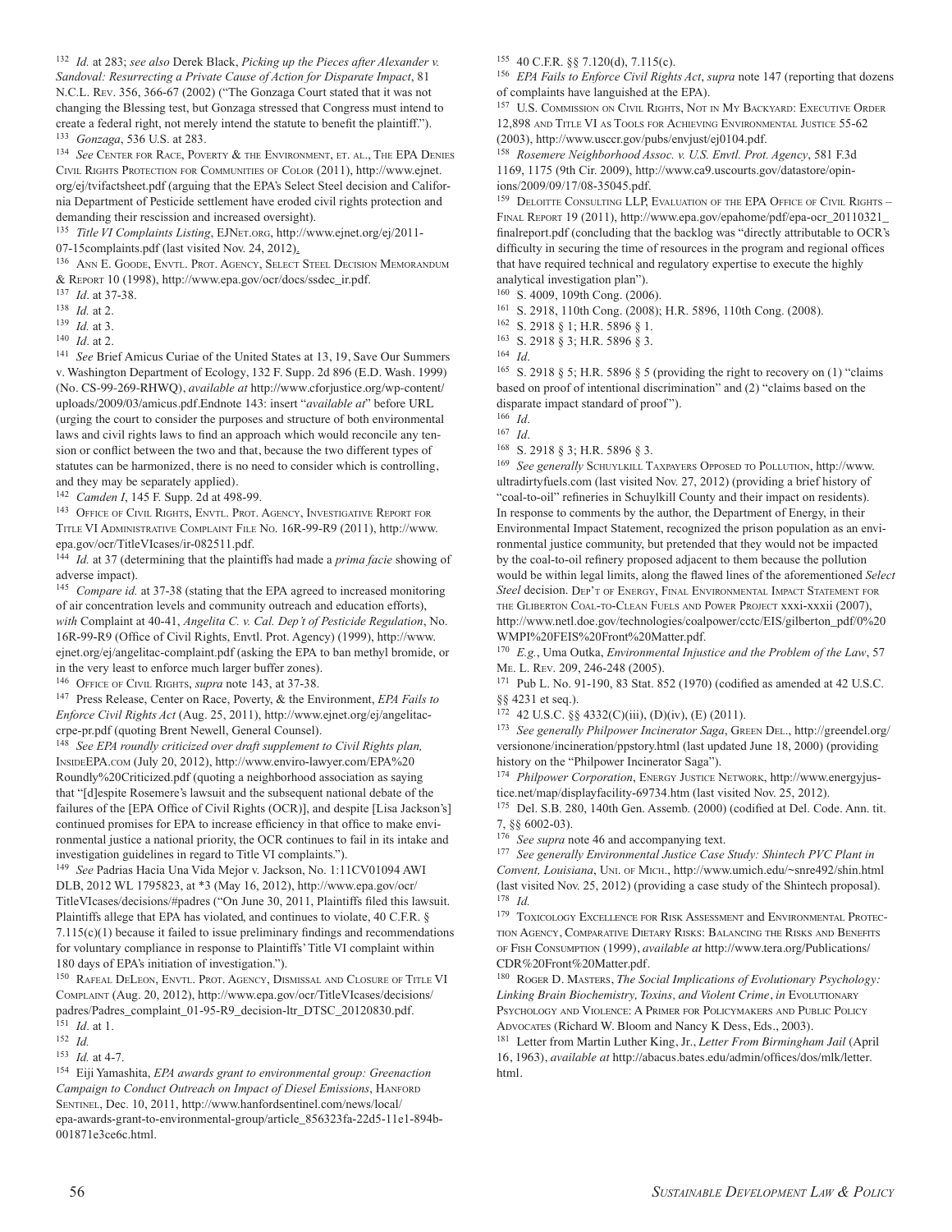132 *Id.* at 283; *see also* Derek Black, *Picking up the Pieces after Alexander v. Sandoval: Resurrecting a Private Cause of Action for Disparate Impact*, 81 N.C.L. Rev. 356, 366-67 (2002) ("The Gonzaga Court stated that it was not changing the Blessing test, but Gonzaga stressed that Congress must intend to create a federal right, not merely intend the statute to benefit the plaintiff.").

133 *Gonzaga*, 536 U.S. at 283.

134 *See* Center for Race, Poverty & the Environment, et. al., The EPA Denies Civil Rights Protection for Communities of Color (2011), http://www.ejnet.org/ej/tvifactsheet.pdf (arguing that the EPA's Select Steel decision and California Department of Pesticide settlement have eroded civil rights protection and demanding their rescission and increased oversight).

135 *Title VI Complaints Listing*, EJNet.org, http://www.ejnet.org/ej/2011-07-15complaints.pdf (last visited Nov. 24, 2012).

136 Ann E. Goode, Envtl. Prot. Agency, Select Steel Decision Memorandum & Report 10 (1998), http://www.epa.gov/ocr/docs/ssdec_ir.pdf.

137 *Id*. at 37-38.

138 *Id.* at 2.

139 *Id.* at 3.

140 *Id*. at 2.

141 *See* Brief Amicus Curiae of the United States at 13, 19, Save Our Summers v. Washington Department of Ecology, 132 F. Supp. 2d 896 (E.D. Wash. 1999) (No. CS-99-269-RHWQ), *available at* http://www.cforjustice.org/wp-content/uploads/2009/03/amicus.pdf.Endnote 143: insert "*available at*" before URL (urging the court to consider the purposes and structure of both environmental laws and civil rights laws to find an approach which would reconcile any tension or conflict between the two and that, because the two different types of statutes can be harmonized, there is no need to consider which is controlling, and they may be separately applied).

142 *Camden I*, 145 F. Supp. 2d at 498-99.

143 Office of Civil Rights, Envtl. Prot. Agency, Investigative Report for Title VI Administrative Complaint File No. 16R-99-R9 (2011), http://www.epa.gov/ocr/TitleVIcases/ir-082511.pdf.

144 *Id.* at 37 (determining that the plaintiffs had made a *prima facie* showing of adverse impact).

145 *Compare id.* at 37-38 (stating that the EPA agreed to increased monitoring of air concentration levels and community outreach and education efforts), *with* Complaint at 40-41, *Angelita C. v. Cal. Dep't of Pesticide Regulation*, No. 16R-99-R9 (Office of Civil Rights, Envtl. Prot. Agency) (1999), http://www.ejnet.org/ej/angelitac-complaint.pdf (asking the EPA to ban methyl bromide, or in the very least to enforce much larger buffer zones).

146 Office of Civil Rights, *supra* note 143, at 37-38.

147 Press Release, Center on Race, Poverty, & the Environment, *EPA Fails to Enforce Civil Rights Act* (Aug. 25, 2011), http://www.ejnet.org/ej/angelitac-crpe-pr.pdf (quoting Brent Newell, General Counsel).

148 *See EPA roundly criticized over draft supplement to Civil Rights plan,* InsideEPA.com (July 20, 2012), http://www.enviro-lawyer.com/EPA%20Roundly%20Criticized.pdf (quoting a neighborhood association as saying that "[d]espite Rosemere's lawsuit and the subsequent national debate of the failures of the [EPA Office of Civil Rights (OCR)], and despite [Lisa Jackson's] continued promises for EPA to increase efficiency in that office to make environmental justice a national priority, the OCR continues to fail in its intake and investigation guidelines in regard to Title VI complaints.").

149 *See* Padrias Hacia Una Vida Mejor v. Jackson, No. 1:11CV01094 AWI DLB, 2012 WL 1795823, at *3 (May 16, 2012), http://www.epa.gov/ocr/TitleVIcases/decisions/#padres ("On June 30, 2011, Plaintiffs filed this lawsuit. Plaintiffs allege that EPA has violated, and continues to violate, 40 C.F.R. § 7.115(c)(1) because it failed to issue preliminary findings and recommendations for voluntary compliance in response to Plaintiffs' Title VI complaint within 180 days of EPA's initiation of investigation.").

150 Rafeal DeLeon, Envtl. Prot. Agency, Dismissal and Closure of Title VI Complaint (Aug. 20, 2012), http://www.epa.gov/ocr/TitleVIcases/decisions/padres/Padres_complaint_01-95-R9_decision-ltr_DTSC_20120830.pdf.

151 *Id*. at 1.

152 *Id.*

153 *Id.* at 4-7.

154 Eiji Yamashita, *EPA awards grant to environmental group: Greenaction Campaign to Conduct Outreach on Impact of Diesel Emissions*, Hanford Sentinel, Dec. 10, 2011, http://www.hanfordsentinel.com/news/local/epa-awards-grant-to-environmental-group/article_856323fa-22d5-11e1-894b-001871e3ce6c.html.

155 40 C.F.R. §§ 7.120(d), 7.115(c).

156 *EPA Fails to Enforce Civil Rights Act*, *supra* note 147 (reporting that dozens of complaints have languished at the EPA).

157 U.S. Commission on Civil Rights, Not in My Backyard: Executive Order 12,898 and Title VI as Tools for Achieving Environmental Justice 55-62 (2003), http://www.usccr.gov/pubs/envjust/ej0104.pdf.

158 *Rosemere Neighborhood Assoc. v. U.S. Envtl. Prot. Agency*, 581 F.3d 1169, 1175 (9th Cir. 2009), http://www.ca9.uscourts.gov/datastore/opinions/2009/09/17/08-35045.pdf.

159 Deloitte Consulting LLP, Evaluation of the EPA Office of Civil Rights – Final Report 19 (2011), http://www.epa.gov/epahome/pdf/epa-ocr_20110321_finalreport.pdf (concluding that the backlog was "directly attributable to OCR's difficulty in securing the time of resources in the program and regional offices that have required technical and regulatory expertise to execute the highly analytical investigation plan").

160 S. 4009, 109th Cong. (2006).

161 S. 2918, 110th Cong. (2008); H.R. 5896, 110th Cong. (2008).

162 S. 2918 § 1; H.R. 5896 § 1.

163 S. 2918 § 3; H.R. 5896 § 3.

164 *Id*.

165 S. 2918 § 5; H.R. 5896 § 5 (providing the right to recovery on (1) "claims based on proof of intentional discrimination" and (2) "claims based on the disparate impact standard of proof").

166 *Id*.

167 *Id*.

168 S. 2918 § 3; H.R. 5896 § 3.

169 *See generally* Schuylkill Taxpayers Opposed to Pollution, http://www.ultradirtyfuels.com (last visited Nov. 27, 2012) (providing a brief history of "coal-to-oil" refineries in Schuylkill County and their impact on residents). In response to comments by the author, the Department of Energy, in their Environmental Impact Statement, recognized the prison population as an environmental justice community, but pretended that they would not be impacted by the coal-to-oil refinery proposed adjacent to them because the pollution would be within legal limits, along the flawed lines of the aforementioned *Select Steel* decision. Dep't of Energy, Final Environmental Impact Statement for the Gliberton Coal-to-Clean Fuels and Power Project xxxi-xxxii (2007), http://www.netl.doe.gov/technologies/coalpower/cctc/EIS/gilberton_pdf/0%20WMPI%20FEIS%20Front%20Matter.pdf.

170 *E.g.*, Uma Outka, *Environmental Injustice and the Problem of the Law*, 57 Me. L. Rev. 209, 246-248 (2005).

171 Pub L. No. 91-190, 83 Stat. 852 (1970) (codified as amended at 42 U.S.C. §§ 4231 et seq.).

172 42 U.S.C. §§ 4332(C)(iii), (D)(iv), (E) (2011).

173 *See generally Philpower Incinerator Saga*, Green Del., http://greendel.org/versionone/incineration/ppstory.html (last updated June 18, 2000) (providing history on the "Philpower Incinerator Saga").

174 *Philpower Corporation*, Energy Justice Network, http://www.energyjustice.net/map/displayfacility-69734.htm (last visited Nov. 25, 2012).

175 Del. S.B. 280, 140th Gen. Assemb. (2000) (codified at Del. Code. Ann. tit. 7, §§ 6002-03).

176 *See supra* note 46 and accompanying text.

177 *See generally Environmental Justice Case Study: Shintech PVC Plant in Convent, Louisiana*, Uni. of Mich., http://www.umich.edu/~snre492/shin.html (last visited Nov. 25, 2012) (providing a case study of the Shintech proposal).

178 *Id.*

179 Toxicology Excellence for Risk Assessment and Environmental Protection Agency, Comparative Dietary Risks: Balancing the Risks and Benefits of Fish Consumption (1999), *available at* http://www.tera.org/Publications/CDR%20Front%20Matter.pdf.

180 Roger D. Masters, *The Social Implications of Evolutionary Psychology: Linking Brain Biochemistry, Toxins, and Violent Crime*, *in* Evolutionary Psychology and Violence: A Primer for Policymakers and Public Policy Advocates (Richard W. Bloom and Nancy K Dess, Eds., 2003).

181 Letter from Martin Luther King, Jr., *Letter From Birmingham Jail* (April 16, 1963), *available at* http://abacus.bates.edu/admin/offices/dos/mlk/letter.html.